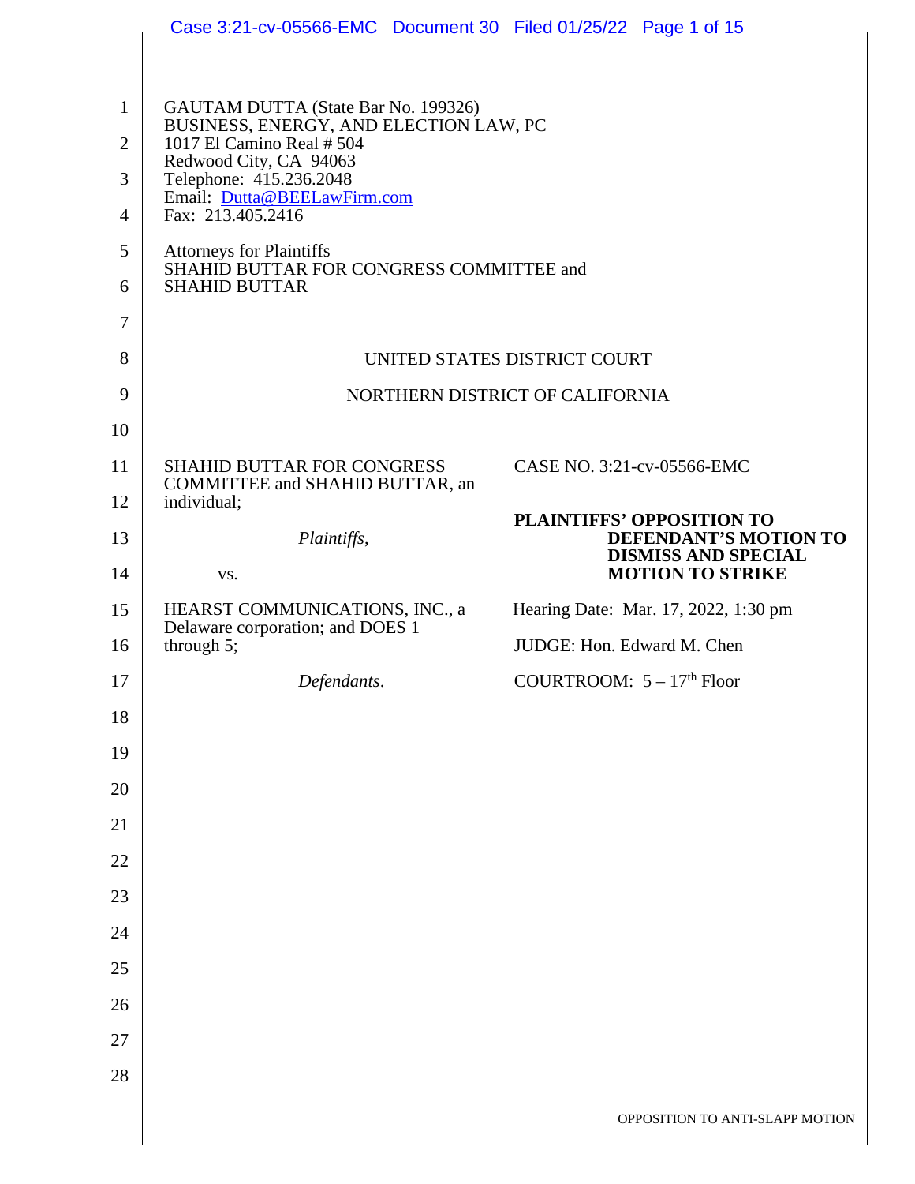GAUTAM DUTTA (State Bar No. 199326)
BUSINESS, ENERGY, AND ELECTION LAW, PC
1017 El Camino Real # 504
Redwood City, CA 94063
Telephone: 415.236.2048
Email: Dutta@BEELawFirm.com
Fax: 213.405.2416

Attorneys for Plaintiffs
SHAHID BUTTAR FOR CONGRESS COMMITTEE and
SHAHID BUTTAR

UNITED STATES DISTRICT COURT

NORTHERN DISTRICT OF CALIFORNIA

| | |
|---|---|
| SHAHID BUTTAR FOR CONGRESS COMMITTEE and SHAHID BUTTAR, an individual;<br><br>*Plaintiffs*,<br><br>vs.<br><br>HEARST COMMUNICATIONS, INC., a Delaware corporation; and DOES 1 through 5;<br><br>*Defendants*. | CASE NO. 3:21-cv-05566-EMC<br><br>**PLAINTIFFS' OPPOSITION TO DEFENDANT'S MOTION TO DISMISS AND SPECIAL MOTION TO STRIKE**<br><br>Hearing Date: Mar. 17, 2022, 1:30 pm<br><br>JUDGE: Hon. Edward M. Chen<br><br>COURTROOM: 5 – 17th Floor |

OPPOSITION TO ANTI-SLAPP MOTION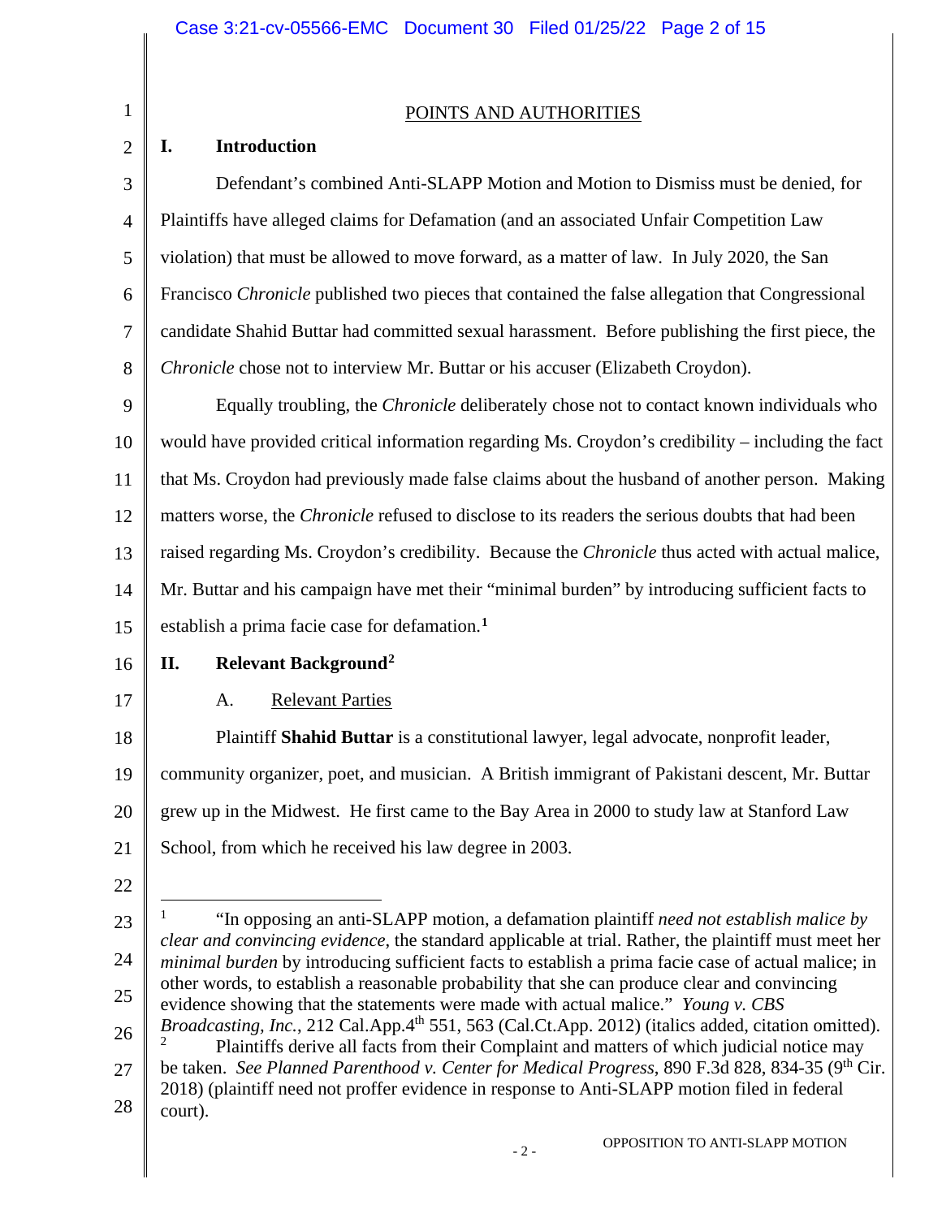POINTS AND AUTHORITIES

## I. Introduction

Defendant's combined Anti-SLAPP Motion and Motion to Dismiss must be denied, for Plaintiffs have alleged claims for Defamation (and an associated Unfair Competition Law violation) that must be allowed to move forward, as a matter of law. In July 2020, the San Francisco *Chronicle* published two pieces that contained the false allegation that Congressional candidate Shahid Buttar had committed sexual harassment. Before publishing the first piece, the *Chronicle* chose not to interview Mr. Buttar or his accuser (Elizabeth Croydon).

Equally troubling, the *Chronicle* deliberately chose not to contact known individuals who would have provided critical information regarding Ms. Croydon's credibility – including the fact that Ms. Croydon had previously made false claims about the husband of another person. Making matters worse, the *Chronicle* refused to disclose to its readers the serious doubts that had been raised regarding Ms. Croydon's credibility. Because the *Chronicle* thus acted with actual malice, Mr. Buttar and his campaign have met their "minimal burden" by introducing sufficient facts to establish a prima facie case for defamation.[1]

## II. Relevant Background[2]

### A. Relevant Parties

Plaintiff **Shahid Buttar** is a constitutional lawyer, legal advocate, nonprofit leader, community organizer, poet, and musician. A British immigrant of Pakistani descent, Mr. Buttar grew up in the Midwest. He first came to the Bay Area in 2000 to study law at Stanford Law School, from which he received his law degree in 2003.

---

[1] "In opposing an anti-SLAPP motion, a defamation plaintiff *need not establish malice by clear and convincing evidence*, the standard applicable at trial. Rather, the plaintiff must meet her *minimal burden* by introducing sufficient facts to establish a prima facie case of actual malice; in other words, to establish a reasonable probability that she can produce clear and convincing evidence showing that the statements were made with actual malice." *Young v. CBS Broadcasting, Inc.*, 212 Cal.App.4th 551, 563 (Cal.Ct.App. 2012) (italics added, citation omitted).

[2] Plaintiffs derive all facts from their Complaint and matters of which judicial notice may be taken. *See Planned Parenthood v. Center for Medical Progress*, 890 F.3d 828, 834-35 (9th Cir. 2018) (plaintiff need not proffer evidence in response to Anti-SLAPP motion filed in federal court).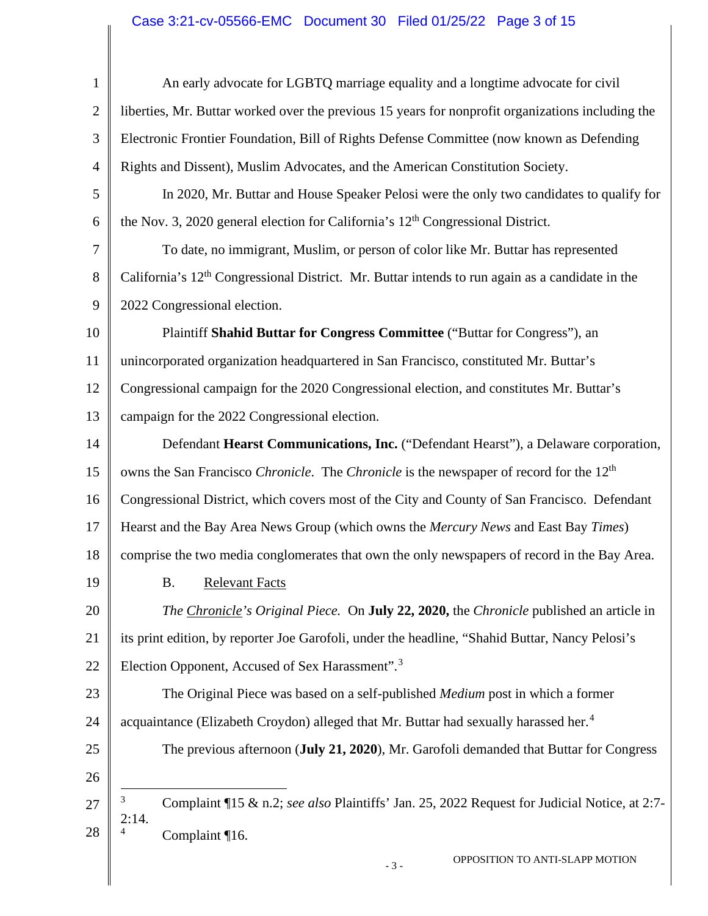An early advocate for LGBTQ marriage equality and a longtime advocate for civil liberties, Mr. Buttar worked over the previous 15 years for nonprofit organizations including the Electronic Frontier Foundation, Bill of Rights Defense Committee (now known as Defending Rights and Dissent), Muslim Advocates, and the American Constitution Society.

In 2020, Mr. Buttar and House Speaker Pelosi were the only two candidates to qualify for the Nov. 3, 2020 general election for California's 12th Congressional District.

To date, no immigrant, Muslim, or person of color like Mr. Buttar has represented California's 12th Congressional District. Mr. Buttar intends to run again as a candidate in the 2022 Congressional election.

Plaintiff **Shahid Buttar for Congress Committee** ("Buttar for Congress"), an unincorporated organization headquartered in San Francisco, constituted Mr. Buttar's Congressional campaign for the 2020 Congressional election, and constitutes Mr. Buttar's campaign for the 2022 Congressional election.

Defendant **Hearst Communications, Inc.** ("Defendant Hearst"), a Delaware corporation, owns the San Francisco *Chronicle*. The *Chronicle* is the newspaper of record for the 12th Congressional District, which covers most of the City and County of San Francisco. Defendant Hearst and the Bay Area News Group (which owns the *Mercury News* and East Bay *Times*) comprise the two media conglomerates that own the only newspapers of record in the Bay Area.

B. Relevant Facts

*The Chronicle's Original Piece.* On **July 22, 2020,** the *Chronicle* published an article in its print edition, by reporter Joe Garofoli, under the headline, "Shahid Buttar, Nancy Pelosi's Election Opponent, Accused of Sex Harassment".[3]

The Original Piece was based on a self-published *Medium* post in which a former acquaintance (Elizabeth Croydon) alleged that Mr. Buttar had sexually harassed her.[4]

The previous afternoon (**July 21, 2020**), Mr. Garofoli demanded that Buttar for Congress

---

[3] Complaint ¶15 & n.2; *see also* Plaintiffs' Jan. 25, 2022 Request for Judicial Notice, at 2:7-2:14.

[4] Complaint ¶16.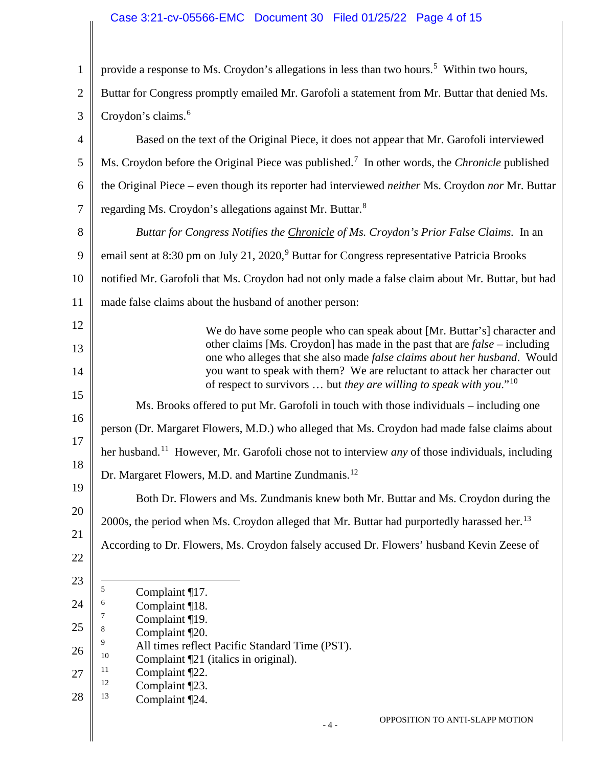provide a response to Ms. Croydon's allegations in less than two hours.[5] Within two hours, Buttar for Congress promptly emailed Mr. Garofoli a statement from Mr. Buttar that denied Ms. Croydon's claims.[6]

Based on the text of the Original Piece, it does not appear that Mr. Garofoli interviewed Ms. Croydon before the Original Piece was published.[7] In other words, the *Chronicle* published the Original Piece – even though its reporter had interviewed *neither* Ms. Croydon *nor* Mr. Buttar regarding Ms. Croydon's allegations against Mr. Buttar.[8]

*Buttar for Congress Notifies the* *Chronicle* *of Ms. Croydon's Prior False Claims.* In an email sent at 8:30 pm on July 21, 2020,[9] Buttar for Congress representative Patricia Brooks notified Mr. Garofoli that Ms. Croydon had not only made a false claim about Mr. Buttar, but had made false claims about the husband of another person:

> We do have some people who can speak about [Mr. Buttar's] character and other claims [Ms. Croydon] has made in the past that are *false* – including one who alleges that she also made *false claims about her husband*. Would you want to speak with them? We are reluctant to attack her character out of respect to survivors … but *they are willing to speak with you*."[10]

Ms. Brooks offered to put Mr. Garofoli in touch with those individuals – including one person (Dr. Margaret Flowers, M.D.) who alleged that Ms. Croydon had made false claims about her husband.[11] However, Mr. Garofoli chose not to interview *any* of those individuals, including Dr. Margaret Flowers, M.D. and Martine Zundmanis.[12]

Both Dr. Flowers and Ms. Zundmanis knew both Mr. Buttar and Ms. Croydon during the 2000s, the period when Ms. Croydon alleged that Mr. Buttar had purportedly harassed her.[13] According to Dr. Flowers, Ms. Croydon falsely accused Dr. Flowers' husband Kevin Zeese of

---

[5] Complaint ¶17.
[6] Complaint ¶18.
[7] Complaint ¶19.
[8] Complaint ¶20.
[9] All times reflect Pacific Standard Time (PST).
[10] Complaint ¶21 (italics in original).
[11] Complaint ¶22.
[12] Complaint ¶23.
[13] Complaint ¶24.

OPPOSITION TO ANTI-SLAPP MOTION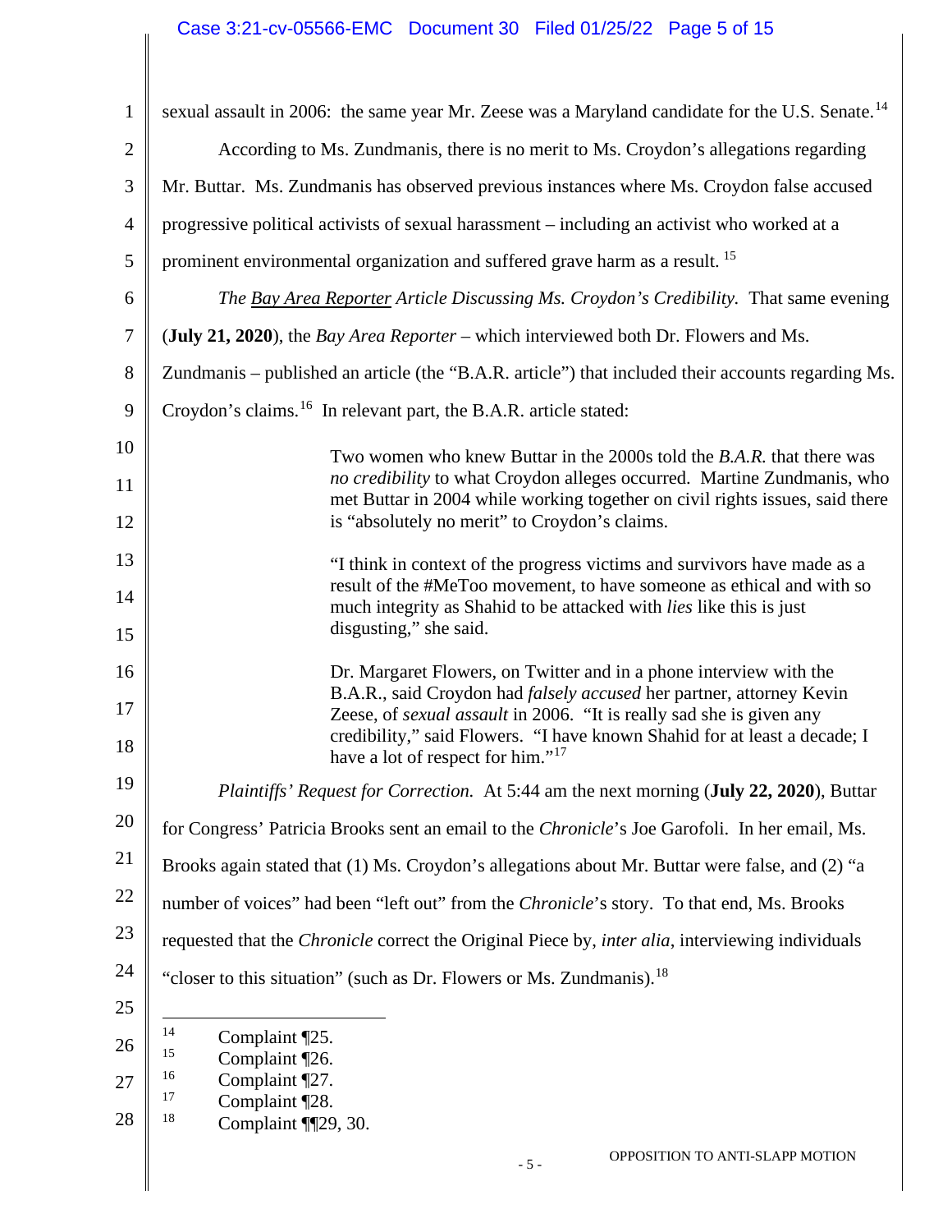sexual assault in 2006: the same year Mr. Zeese was a Maryland candidate for the U.S. Senate.[14]

According to Ms. Zundmanis, there is no merit to Ms. Croydon's allegations regarding Mr. Buttar. Ms. Zundmanis has observed previous instances where Ms. Croydon false accused progressive political activists of sexual harassment – including an activist who worked at a prominent environmental organization and suffered grave harm as a result. [15]

*The Bay Area Reporter Article Discussing Ms. Croydon's Credibility.* That same evening (**July 21, 2020**), the *Bay Area Reporter* – which interviewed both Dr. Flowers and Ms. Zundmanis – published an article (the "B.A.R. article") that included their accounts regarding Ms. Croydon's claims.[16] In relevant part, the B.A.R. article stated:

> Two women who knew Buttar in the 2000s told the *B.A.R.* that there was *no credibility* to what Croydon alleges occurred. Martine Zundmanis, who met Buttar in 2004 while working together on civil rights issues, said there is "absolutely no merit" to Croydon's claims.
>
> "I think in context of the progress victims and survivors have made as a result of the #MeToo movement, to have someone as ethical and with so much integrity as Shahid to be attacked with *lies* like this is just disgusting," she said.
>
> Dr. Margaret Flowers, on Twitter and in a phone interview with the B.A.R., said Croydon had *falsely accused* her partner, attorney Kevin Zeese, of *sexual assault* in 2006. "It is really sad she is given any credibility," said Flowers. "I have known Shahid for at least a decade; I have a lot of respect for him."[17]

*Plaintiffs' Request for Correction.* At 5:44 am the next morning (**July 22, 2020**), Buttar for Congress' Patricia Brooks sent an email to the *Chronicle*'s Joe Garofoli. In her email, Ms. Brooks again stated that (1) Ms. Croydon's allegations about Mr. Buttar were false, and (2) "a number of voices" had been "left out" from the *Chronicle*'s story. To that end, Ms. Brooks requested that the *Chronicle* correct the Original Piece by, *inter alia*, interviewing individuals "closer to this situation" (such as Dr. Flowers or Ms. Zundmanis).[18]

---

[14] Complaint ¶25.
[15] Complaint ¶26.
[16] Complaint ¶27.
[17] Complaint ¶28.
[18] Complaint ¶¶29, 30.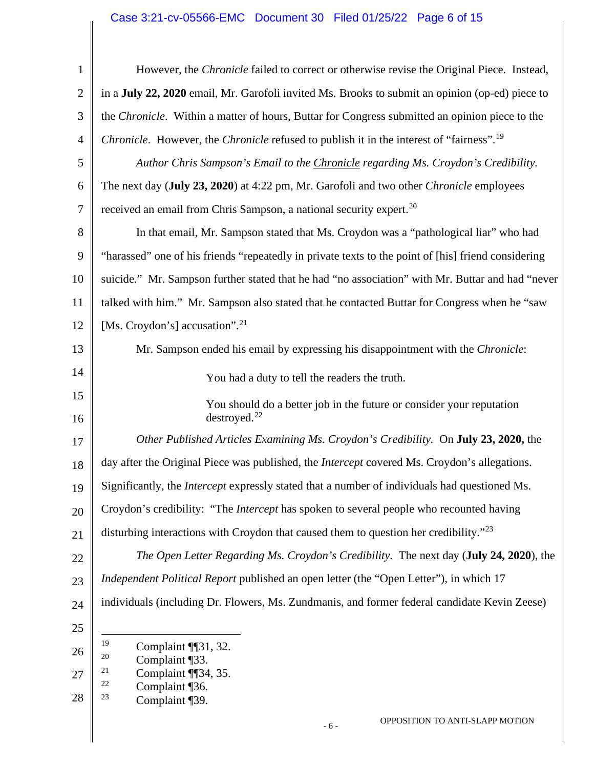However, the *Chronicle* failed to correct or otherwise revise the Original Piece. Instead, in a **July 22, 2020** email, Mr. Garofoli invited Ms. Brooks to submit an opinion (op-ed) piece to the *Chronicle*. Within a matter of hours, Buttar for Congress submitted an opinion piece to the *Chronicle*. However, the *Chronicle* refused to publish it in the interest of "fairness".[19]

*Author Chris Sampson's Email to the Chronicle regarding Ms. Croydon's Credibility.* The next day (**July 23, 2020**) at 4:22 pm, Mr. Garofoli and two other *Chronicle* employees received an email from Chris Sampson, a national security expert.[20]

In that email, Mr. Sampson stated that Ms. Croydon was a "pathological liar" who had "harassed" one of his friends "repeatedly in private texts to the point of [his] friend considering suicide." Mr. Sampson further stated that he had "no association" with Mr. Buttar and had "never talked with him." Mr. Sampson also stated that he contacted Buttar for Congress when he "saw [Ms. Croydon's] accusation".[21]

Mr. Sampson ended his email by expressing his disappointment with the *Chronicle*:

> You had a duty to tell the readers the truth.
>
> You should do a better job in the future or consider your reputation destroyed.[22]

*Other Published Articles Examining Ms. Croydon's Credibility.* On **July 23, 2020,** the day after the Original Piece was published, the *Intercept* covered Ms. Croydon's allegations. Significantly, the *Intercept* expressly stated that a number of individuals had questioned Ms. Croydon's credibility: "The *Intercept* has spoken to several people who recounted having disturbing interactions with Croydon that caused them to question her credibility."[23]

*The Open Letter Regarding Ms. Croydon's Credibility.* The next day (**July 24, 2020**), the *Independent Political Report* published an open letter (the "Open Letter"), in which 17 individuals (including Dr. Flowers, Ms. Zundmanis, and former federal candidate Kevin Zeese)

---

[19] Complaint ¶¶31, 32.

[20] Complaint ¶33.

[21] Complaint ¶¶34, 35.

[22] Complaint ¶36.

[23] Complaint ¶39.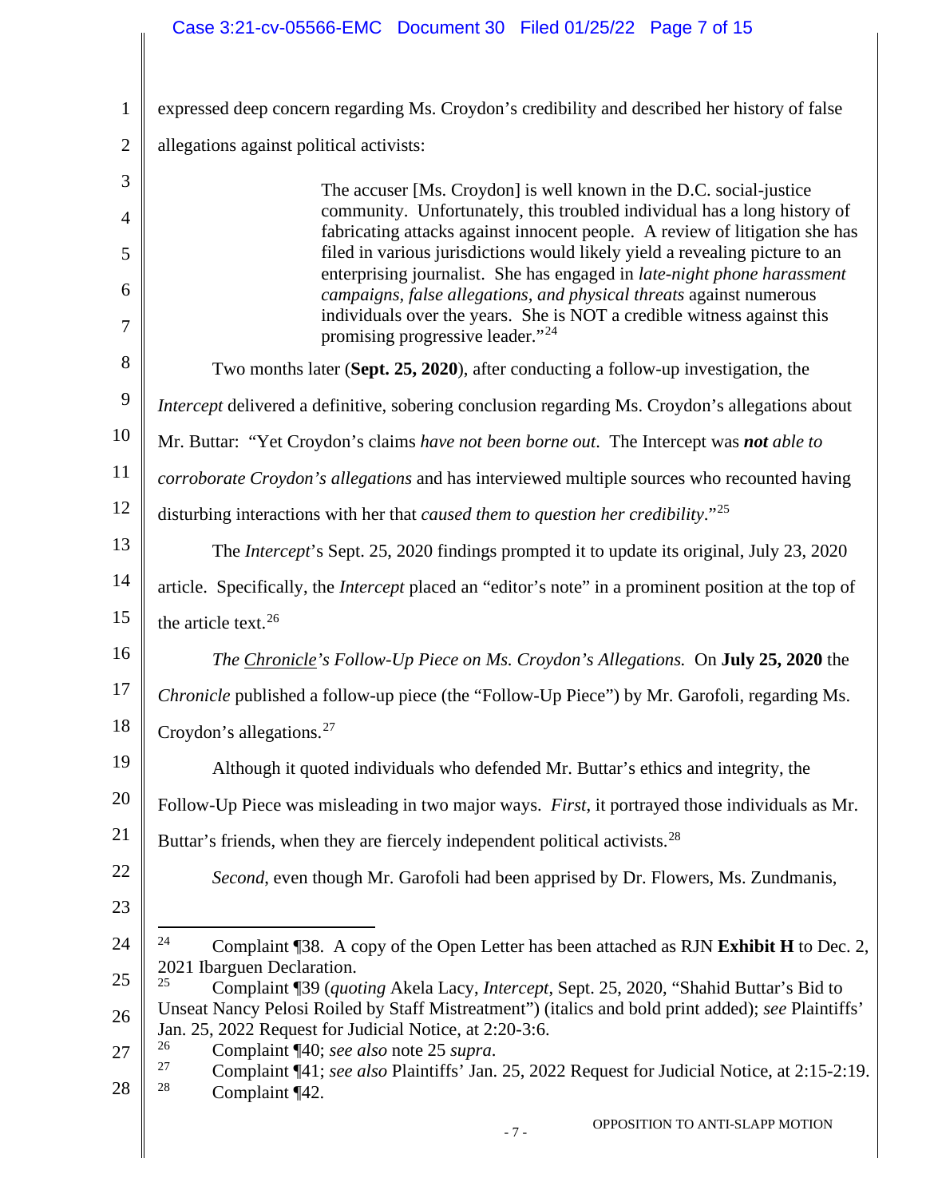expressed deep concern regarding Ms. Croydon's credibility and described her history of false allegations against political activists:

> The accuser [Ms. Croydon] is well known in the D.C. social-justice community. Unfortunately, this troubled individual has a long history of fabricating attacks against innocent people. A review of litigation she has filed in various jurisdictions would likely yield a revealing picture to an enterprising journalist. She has engaged in *late-night phone harassment campaigns, false allegations, and physical threats* against numerous individuals over the years. She is NOT a credible witness against this promising progressive leader."[24]

Two months later (**Sept. 25, 2020**), after conducting a follow-up investigation, the *Intercept* delivered a definitive, sobering conclusion regarding Ms. Croydon's allegations about Mr. Buttar: "Yet Croydon's claims *have not been borne out*. The Intercept was ***not*** *able to corroborate Croydon's allegations* and has interviewed multiple sources who recounted having disturbing interactions with her that *caused them to question her credibility*."[25]

The *Intercept*'s Sept. 25, 2020 findings prompted it to update its original, July 23, 2020 article. Specifically, the *Intercept* placed an "editor's note" in a prominent position at the top of the article text.[26]

*The Chronicle's Follow-Up Piece on Ms. Croydon's Allegations.* On **July 25, 2020** the *Chronicle* published a follow-up piece (the "Follow-Up Piece") by Mr. Garofoli, regarding Ms. Croydon's allegations.[27]

Although it quoted individuals who defended Mr. Buttar's ethics and integrity, the Follow-Up Piece was misleading in two major ways. *First*, it portrayed those individuals as Mr. Buttar's friends, when they are fiercely independent political activists.[28]

*Second*, even though Mr. Garofoli had been apprised by Dr. Flowers, Ms. Zundmanis,

---

[24] Complaint ¶38. A copy of the Open Letter has been attached as RJN **Exhibit H** to Dec. 2, 2021 Ibarguen Declaration.

[25] Complaint ¶39 (*quoting* Akela Lacy, *Intercept*, Sept. 25, 2020, "Shahid Buttar's Bid to Unseat Nancy Pelosi Roiled by Staff Mistreatment") (italics and bold print added); *see* Plaintiffs' Jan. 25, 2022 Request for Judicial Notice, at 2:20-3:6.

[26] Complaint ¶40; *see also* note 25 *supra*.

[27] Complaint ¶41; *see also* Plaintiffs' Jan. 25, 2022 Request for Judicial Notice, at 2:15-2:19.

[28] Complaint ¶42.

OPPOSITION TO ANTI-SLAPP MOTION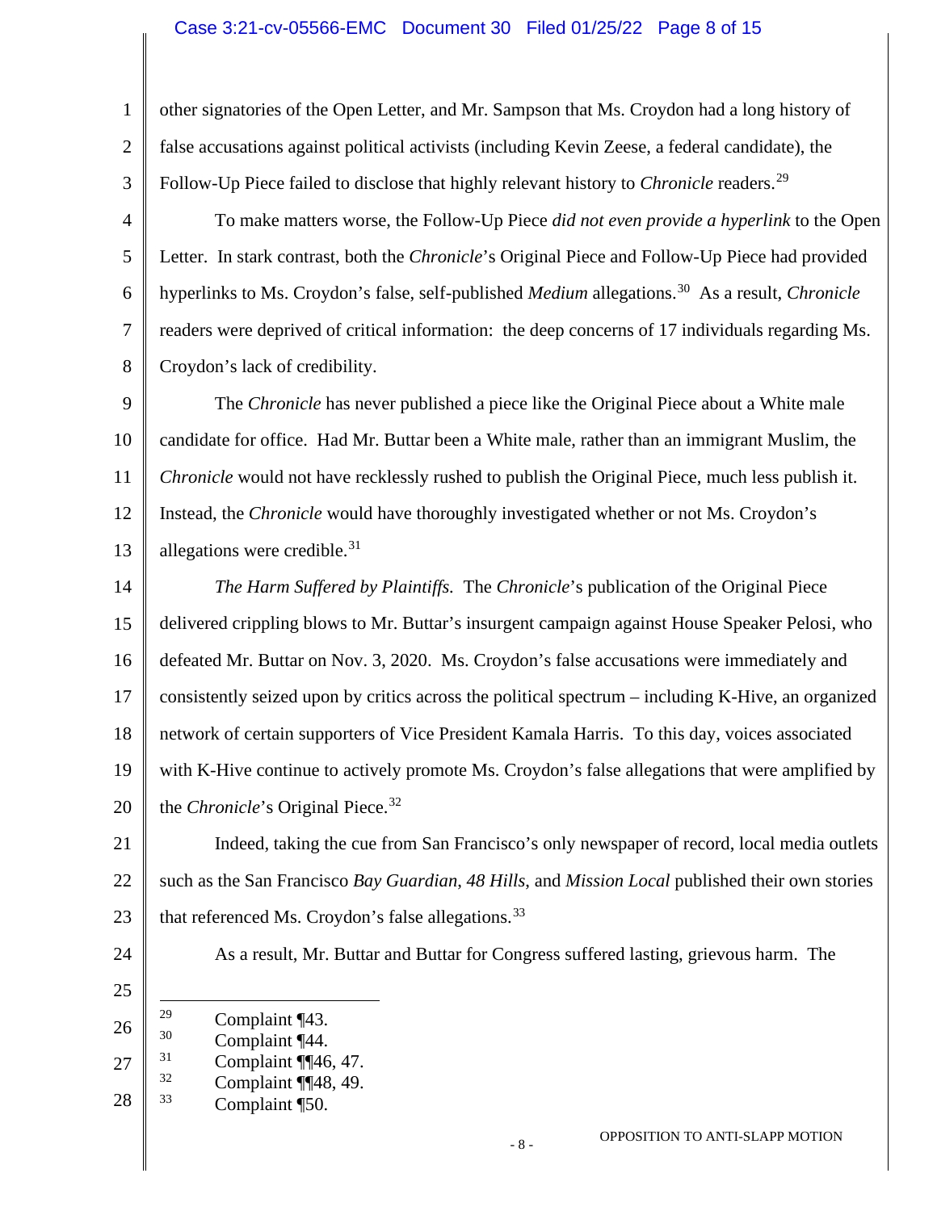other signatories of the Open Letter, and Mr. Sampson that Ms. Croydon had a long history of false accusations against political activists (including Kevin Zeese, a federal candidate), the Follow-Up Piece failed to disclose that highly relevant history to *Chronicle* readers.[29]

To make matters worse, the Follow-Up Piece *did not even provide a hyperlink* to the Open Letter. In stark contrast, both the *Chronicle*'s Original Piece and Follow-Up Piece had provided hyperlinks to Ms. Croydon's false, self-published *Medium* allegations.[30] As a result, *Chronicle* readers were deprived of critical information: the deep concerns of 17 individuals regarding Ms. Croydon's lack of credibility.

The *Chronicle* has never published a piece like the Original Piece about a White male candidate for office. Had Mr. Buttar been a White male, rather than an immigrant Muslim, the *Chronicle* would not have recklessly rushed to publish the Original Piece, much less publish it. Instead, the *Chronicle* would have thoroughly investigated whether or not Ms. Croydon's allegations were credible.[31]

*The Harm Suffered by Plaintiffs.* The *Chronicle*'s publication of the Original Piece delivered crippling blows to Mr. Buttar's insurgent campaign against House Speaker Pelosi, who defeated Mr. Buttar on Nov. 3, 2020. Ms. Croydon's false accusations were immediately and consistently seized upon by critics across the political spectrum – including K-Hive, an organized network of certain supporters of Vice President Kamala Harris. To this day, voices associated with K-Hive continue to actively promote Ms. Croydon's false allegations that were amplified by the *Chronicle*'s Original Piece.[32]

Indeed, taking the cue from San Francisco's only newspaper of record, local media outlets such as the San Francisco *Bay Guardian*, *48 Hills*, and *Mission Local* published their own stories that referenced Ms. Croydon's false allegations.[33]

As a result, Mr. Buttar and Buttar for Congress suffered lasting, grievous harm. The

---

[29] Complaint ¶43.
[30] Complaint ¶44.
[31] Complaint ¶¶46, 47.
[32] Complaint ¶¶48, 49.
[33] Complaint ¶50.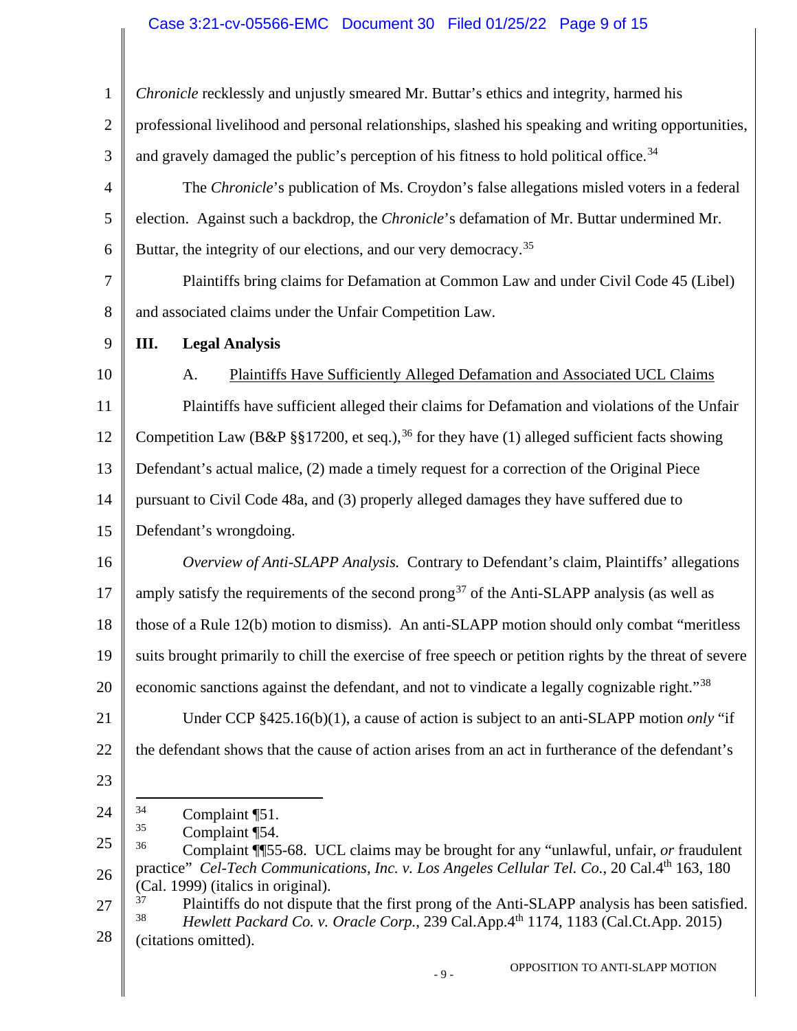*Chronicle* recklessly and unjustly smeared Mr. Buttar's ethics and integrity, harmed his professional livelihood and personal relationships, slashed his speaking and writing opportunities, and gravely damaged the public's perception of his fitness to hold political office.[34]

The *Chronicle*'s publication of Ms. Croydon's false allegations misled voters in a federal election. Against such a backdrop, the *Chronicle*'s defamation of Mr. Buttar undermined Mr. Buttar, the integrity of our elections, and our very democracy.[35]

Plaintiffs bring claims for Defamation at Common Law and under Civil Code 45 (Libel) and associated claims under the Unfair Competition Law.

## III. Legal Analysis

### A. Plaintiffs Have Sufficiently Alleged Defamation and Associated UCL Claims

Plaintiffs have sufficient alleged their claims for Defamation and violations of the Unfair Competition Law (B&P §§17200, et seq.),[36] for they have (1) alleged sufficient facts showing Defendant's actual malice, (2) made a timely request for a correction of the Original Piece pursuant to Civil Code 48a, and (3) properly alleged damages they have suffered due to Defendant's wrongdoing.

*Overview of Anti-SLAPP Analysis.* Contrary to Defendant's claim, Plaintiffs' allegations amply satisfy the requirements of the second prong[37] of the Anti-SLAPP analysis (as well as those of a Rule 12(b) motion to dismiss). An anti-SLAPP motion should only combat "meritless suits brought primarily to chill the exercise of free speech or petition rights by the threat of severe economic sanctions against the defendant, and not to vindicate a legally cognizable right."[38]

Under CCP §425.16(b)(1), a cause of action is subject to an anti-SLAPP motion *only* "if the defendant shows that the cause of action arises from an act in furtherance of the defendant's

---

[34] Complaint ¶51.

[35] Complaint ¶54.

[36] Complaint ¶¶55-68. UCL claims may be brought for any "unlawful, unfair, *or* fraudulent practice" *Cel-Tech Communications, Inc. v. Los Angeles Cellular Tel. Co.*, 20 Cal.4th 163, 180 (Cal. 1999) (italics in original).

[37] Plaintiffs do not dispute that the first prong of the Anti-SLAPP analysis has been satisfied.

[38] *Hewlett Packard Co. v. Oracle Corp.*, 239 Cal.App.4th 1174, 1183 (Cal.Ct.App. 2015) (citations omitted).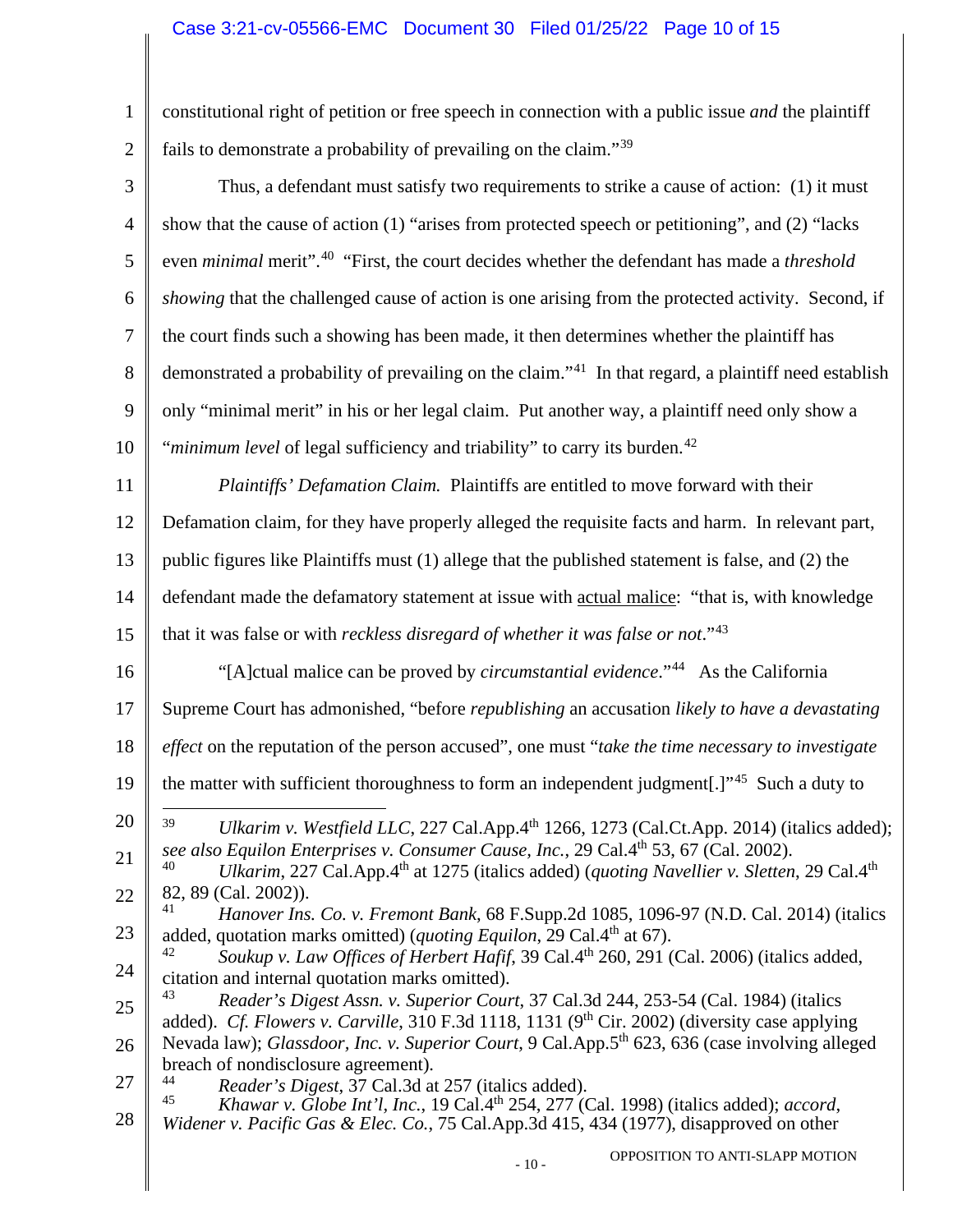constitutional right of petition or free speech in connection with a public issue *and* the plaintiff fails to demonstrate a probability of prevailing on the claim."[39]

Thus, a defendant must satisfy two requirements to strike a cause of action: (1) it must show that the cause of action (1) "arises from protected speech or petitioning", and (2) "lacks even *minimal* merit".[40] "First, the court decides whether the defendant has made a *threshold showing* that the challenged cause of action is one arising from the protected activity. Second, if the court finds such a showing has been made, it then determines whether the plaintiff has demonstrated a probability of prevailing on the claim."[41] In that regard, a plaintiff need establish only "minimal merit" in his or her legal claim. Put another way, a plaintiff need only show a "*minimum level* of legal sufficiency and triability" to carry its burden.[42]

*Plaintiffs' Defamation Claim.* Plaintiffs are entitled to move forward with their Defamation claim, for they have properly alleged the requisite facts and harm. In relevant part, public figures like Plaintiffs must (1) allege that the published statement is false, and (2) the defendant made the defamatory statement at issue with actual malice: "that is, with knowledge that it was false or with *reckless disregard of whether it was false or not*."[43]

"[A]ctual malice can be proved by *circumstantial evidence*."[44] As the California Supreme Court has admonished, "before *republishing* an accusation *likely to have a devastating effect* on the reputation of the person accused", one must "*take the time necessary to investigate* the matter with sufficient thoroughness to form an independent judgment[.]"[45] Such a duty to

---

[39] *Ulkarim v. Westfield LLC*, 227 Cal.App.4th 1266, 1273 (Cal.Ct.App. 2014) (italics added); *see also Equilon Enterprises v. Consumer Cause, Inc.*, 29 Cal.4th 53, 67 (Cal. 2002).

[40] *Ulkarim*, 227 Cal.App.4th at 1275 (italics added) (*quoting Navellier v. Sletten*, 29 Cal.4th 82, 89 (Cal. 2002)).

[41] *Hanover Ins. Co. v. Fremont Bank*, 68 F.Supp.2d 1085, 1096-97 (N.D. Cal. 2014) (italics added, quotation marks omitted) (*quoting Equilon*, 29 Cal.4th at 67).

[42] *Soukup v. Law Offices of Herbert Hafif*, 39 Cal.4th 260, 291 (Cal. 2006) (italics added, citation and internal quotation marks omitted).

[43] *Reader's Digest Assn. v. Superior Court*, 37 Cal.3d 244, 253-54 (Cal. 1984) (italics added). *Cf. Flowers v. Carville*, 310 F.3d 1118, 1131 (9th Cir. 2002) (diversity case applying Nevada law); *Glassdoor, Inc. v. Superior Court*, 9 Cal.App.5th 623, 636 (case involving alleged breach of nondisclosure agreement).

[44] *Reader's Digest*, 37 Cal.3d at 257 (italics added).

[45] *Khawar v. Globe Int'l, Inc.*, 19 Cal.4th 254, 277 (Cal. 1998) (italics added); *accord, Widener v. Pacific Gas & Elec. Co.*, 75 Cal.App.3d 415, 434 (1977), disapproved on other

OPPOSITION TO ANTI-SLAPP MOTION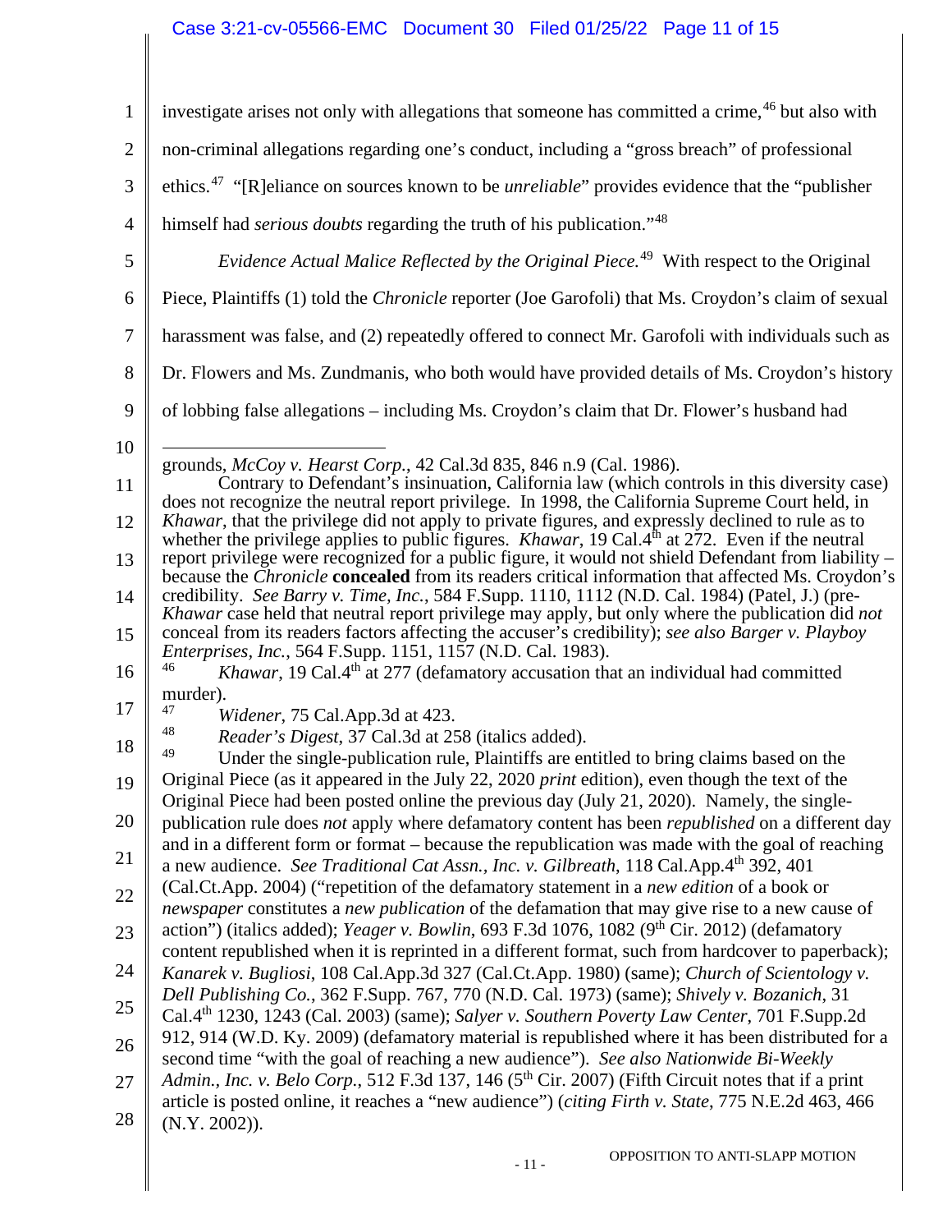investigate arises not only with allegations that someone has committed a crime,[46] but also with non-criminal allegations regarding one's conduct, including a "gross breach" of professional ethics.[47] "[R]eliance on sources known to be *unreliable*" provides evidence that the "publisher himself had *serious doubts* regarding the truth of his publication."[48]

*Evidence Actual Malice Reflected by the Original Piece.*[49] With respect to the Original Piece, Plaintiffs (1) told the *Chronicle* reporter (Joe Garofoli) that Ms. Croydon's claim of sexual harassment was false, and (2) repeatedly offered to connect Mr. Garofoli with individuals such as Dr. Flowers and Ms. Zundmanis, who both would have provided details of Ms. Croydon's history of lobbing false allegations – including Ms. Croydon's claim that Dr. Flower's husband had

---

grounds, *McCoy v. Hearst Corp.*, 42 Cal.3d 835, 846 n.9 (Cal. 1986).

Contrary to Defendant's insinuation, California law (which controls in this diversity case) does not recognize the neutral report privilege. In 1998, the California Supreme Court held, in *Khawar*, that the privilege did not apply to private figures, and expressly declined to rule as to whether the privilege applies to public figures. *Khawar*, 19 Cal.4th at 272. Even if the neutral report privilege were recognized for a public figure, it would not shield Defendant from liability – because the *Chronicle* **concealed** from its readers critical information that affected Ms. Croydon's credibility. *See Barry v. Time, Inc.*, 584 F.Supp. 1110, 1112 (N.D. Cal. 1984) (Patel, J.) (pre-*Khawar* case held that neutral report privilege may apply, but only where the publication did *not* conceal from its readers factors affecting the accuser's credibility); *see also Barger v. Playboy Enterprises, Inc.*, 564 F.Supp. 1151, 1157 (N.D. Cal. 1983).

[46] *Khawar*, 19 Cal.4th at 277 (defamatory accusation that an individual had committed murder).

[47] *Widener*, 75 Cal.App.3d at 423.

[48] *Reader's Digest*, 37 Cal.3d at 258 (italics added).

[49] Under the single-publication rule, Plaintiffs are entitled to bring claims based on the Original Piece (as it appeared in the July 22, 2020 *print* edition), even though the text of the Original Piece had been posted online the previous day (July 21, 2020). Namely, the single-publication rule does *not* apply where defamatory content has been *republished* on a different day and in a different form or format – because the republication was made with the goal of reaching a new audience. *See Traditional Cat Assn., Inc. v. Gilbreath*, 118 Cal.App.4th 392, 401 (Cal.Ct.App. 2004) ("repetition of the defamatory statement in a *new edition* of a book or *newspaper* constitutes a *new publication* of the defamation that may give rise to a new cause of action") (italics added); *Yeager v. Bowlin*, 693 F.3d 1076, 1082 (9th Cir. 2012) (defamatory content republished when it is reprinted in a different format, such from hardcover to paperback); *Kanarek v. Bugliosi*, 108 Cal.App.3d 327 (Cal.Ct.App. 1980) (same); *Church of Scientology v. Dell Publishing Co.*, 362 F.Supp. 767, 770 (N.D. Cal. 1973) (same); *Shively v. Bozanich*, 31 Cal.4th 1230, 1243 (Cal. 2003) (same); *Salyer v. Southern Poverty Law Center*, 701 F.Supp.2d 912, 914 (W.D. Ky. 2009) (defamatory material is republished where it has been distributed for a second time "with the goal of reaching a new audience"). *See also Nationwide Bi-Weekly Admin., Inc. v. Belo Corp.*, 512 F.3d 137, 146 (5th Cir. 2007) (Fifth Circuit notes that if a print article is posted online, it reaches a "new audience") (*citing Firth v. State*, 775 N.E.2d 463, 466 (N.Y. 2002)).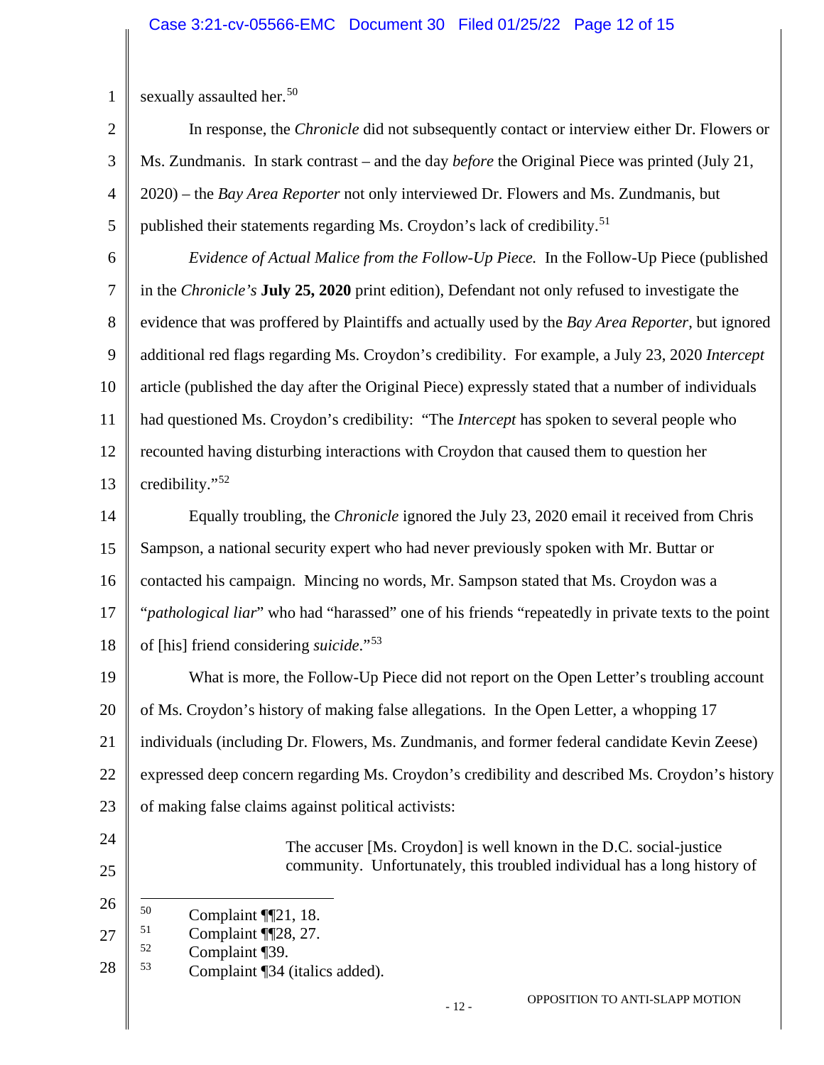sexually assaulted her.[50]

In response, the *Chronicle* did not subsequently contact or interview either Dr. Flowers or Ms. Zundmanis. In stark contrast – and the day *before* the Original Piece was printed (July 21, 2020) – the *Bay Area Reporter* not only interviewed Dr. Flowers and Ms. Zundmanis, but published their statements regarding Ms. Croydon's lack of credibility.[51]

*Evidence of Actual Malice from the Follow-Up Piece.* In the Follow-Up Piece (published in the *Chronicle's* **July 25, 2020** print edition), Defendant not only refused to investigate the evidence that was proffered by Plaintiffs and actually used by the *Bay Area Reporter*, but ignored additional red flags regarding Ms. Croydon's credibility. For example, a July 23, 2020 *Intercept* article (published the day after the Original Piece) expressly stated that a number of individuals had questioned Ms. Croydon's credibility: "The *Intercept* has spoken to several people who recounted having disturbing interactions with Croydon that caused them to question her credibility."[52]

Equally troubling, the *Chronicle* ignored the July 23, 2020 email it received from Chris Sampson, a national security expert who had never previously spoken with Mr. Buttar or contacted his campaign. Mincing no words, Mr. Sampson stated that Ms. Croydon was a "*pathological liar*" who had "harassed" one of his friends "repeatedly in private texts to the point of [his] friend considering *suicide*."[53]

What is more, the Follow-Up Piece did not report on the Open Letter's troubling account of Ms. Croydon's history of making false allegations. In the Open Letter, a whopping 17 individuals (including Dr. Flowers, Ms. Zundmanis, and former federal candidate Kevin Zeese) expressed deep concern regarding Ms. Croydon's credibility and described Ms. Croydon's history of making false claims against political activists:

> The accuser [Ms. Croydon] is well known in the D.C. social-justice community. Unfortunately, this troubled individual has a long history of

---

[50] Complaint ¶¶21, 18.

[51] Complaint ¶¶28, 27.

[52] Complaint ¶39.

[53] Complaint ¶34 (italics added).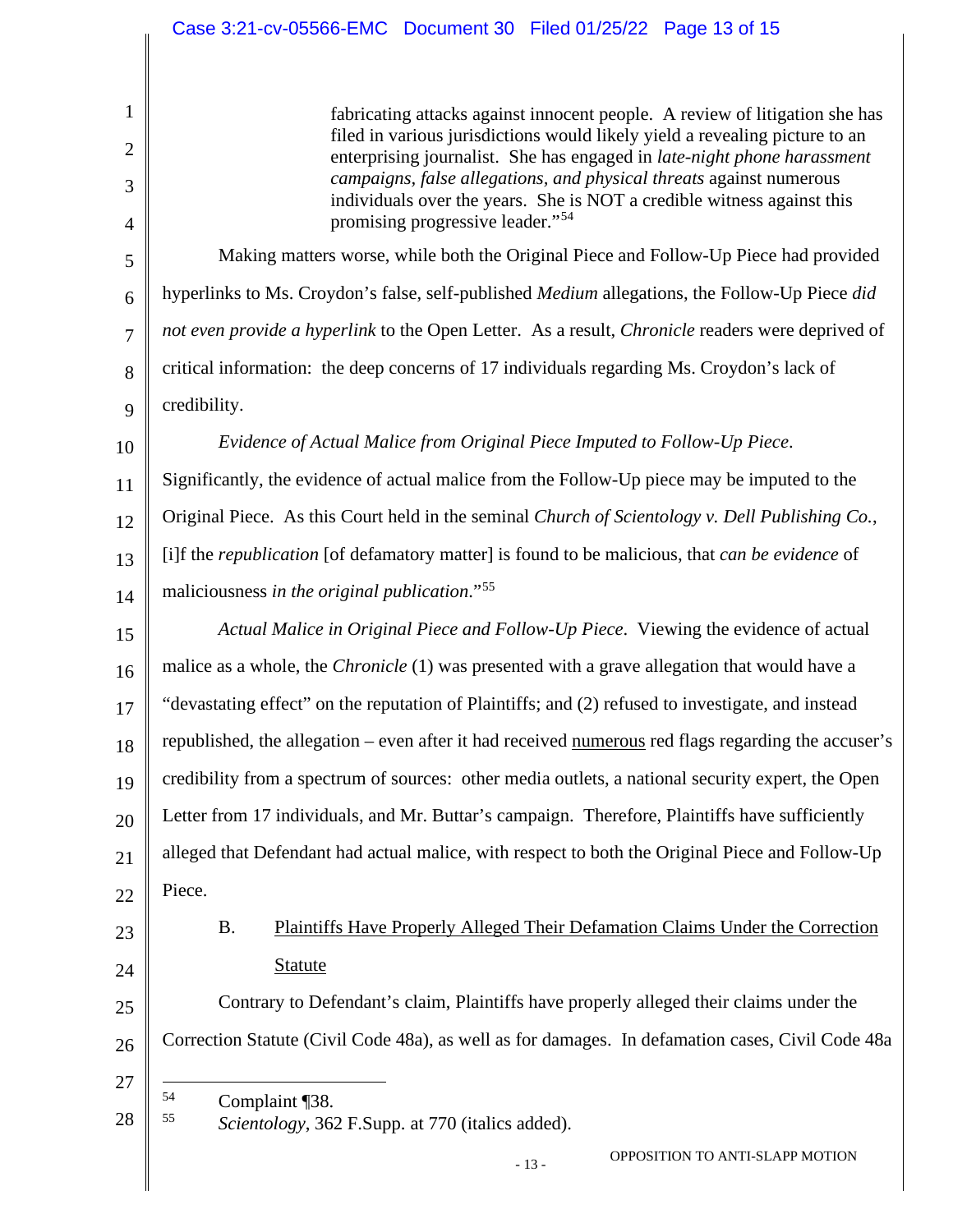> fabricating attacks against innocent people. A review of litigation she has filed in various jurisdictions would likely yield a revealing picture to an enterprising journalist. She has engaged in *late-night phone harassment campaigns, false allegations, and physical threats* against numerous individuals over the years. She is NOT a credible witness against this promising progressive leader."[54]

Making matters worse, while both the Original Piece and Follow-Up Piece had provided hyperlinks to Ms. Croydon's false, self-published *Medium* allegations, the Follow-Up Piece *did not even provide a hyperlink* to the Open Letter. As a result, *Chronicle* readers were deprived of critical information: the deep concerns of 17 individuals regarding Ms. Croydon's lack of credibility.

*Evidence of Actual Malice from Original Piece Imputed to Follow-Up Piece*. Significantly, the evidence of actual malice from the Follow-Up piece may be imputed to the Original Piece. As this Court held in the seminal *Church of Scientology v. Dell Publishing Co.*, [i]f the *republication* [of defamatory matter] is found to be malicious, that *can be evidence* of maliciousness *in the original publication*."[55]

*Actual Malice in Original Piece and Follow-Up Piece*. Viewing the evidence of actual malice as a whole, the *Chronicle* (1) was presented with a grave allegation that would have a "devastating effect" on the reputation of Plaintiffs; and (2) refused to investigate, and instead republished, the allegation – even after it had received <u>numerous</u> red flags regarding the accuser's credibility from a spectrum of sources: other media outlets, a national security expert, the Open Letter from 17 individuals, and Mr. Buttar's campaign. Therefore, Plaintiffs have sufficiently alleged that Defendant had actual malice, with respect to both the Original Piece and Follow-Up Piece.

B. <u>Plaintiffs Have Properly Alleged Their Defamation Claims Under the Correction Statute</u>

Contrary to Defendant's claim, Plaintiffs have properly alleged their claims under the Correction Statute (Civil Code 48a), as well as for damages. In defamation cases, Civil Code 48a

---

[54] Complaint ¶38.

[55] *Scientology*, 362 F.Supp. at 770 (italics added).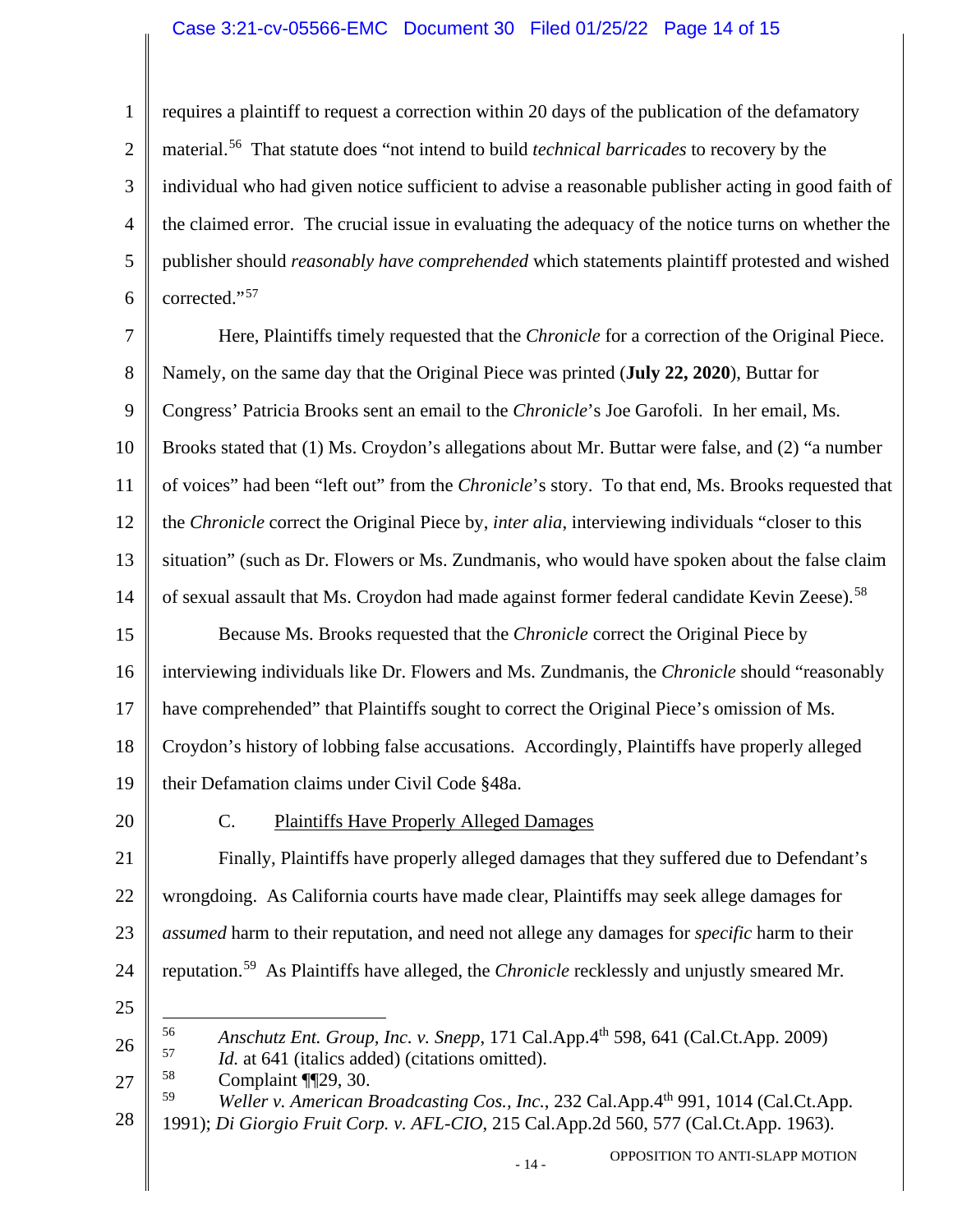requires a plaintiff to request a correction within 20 days of the publication of the defamatory material.[56] That statute does "not intend to build *technical barricades* to recovery by the individual who had given notice sufficient to advise a reasonable publisher acting in good faith of the claimed error. The crucial issue in evaluating the adequacy of the notice turns on whether the publisher should *reasonably have comprehended* which statements plaintiff protested and wished corrected."[57]

Here, Plaintiffs timely requested that the *Chronicle* for a correction of the Original Piece. Namely, on the same day that the Original Piece was printed (**July 22, 2020**), Buttar for Congress' Patricia Brooks sent an email to the *Chronicle*'s Joe Garofoli. In her email, Ms. Brooks stated that (1) Ms. Croydon's allegations about Mr. Buttar were false, and (2) "a number of voices" had been "left out" from the *Chronicle*'s story. To that end, Ms. Brooks requested that the *Chronicle* correct the Original Piece by, *inter alia*, interviewing individuals "closer to this situation" (such as Dr. Flowers or Ms. Zundmanis, who would have spoken about the false claim of sexual assault that Ms. Croydon had made against former federal candidate Kevin Zeese).[58]

Because Ms. Brooks requested that the *Chronicle* correct the Original Piece by interviewing individuals like Dr. Flowers and Ms. Zundmanis, the *Chronicle* should "reasonably have comprehended" that Plaintiffs sought to correct the Original Piece's omission of Ms. Croydon's history of lobbing false accusations. Accordingly, Plaintiffs have properly alleged their Defamation claims under Civil Code §48a.

### C. Plaintiffs Have Properly Alleged Damages

Finally, Plaintiffs have properly alleged damages that they suffered due to Defendant's wrongdoing. As California courts have made clear, Plaintiffs may seek allege damages for *assumed* harm to their reputation, and need not allege any damages for *specific* harm to their reputation.[59] As Plaintiffs have alleged, the *Chronicle* recklessly and unjustly smeared Mr.

---

[56] *Anschutz Ent. Group, Inc. v. Snepp*, 171 Cal.App.4th 598, 641 (Cal.Ct.App. 2009)

[57] *Id.* at 641 (italics added) (citations omitted).

[58] Complaint ¶¶29, 30.

[59] *Weller v. American Broadcasting Cos., Inc.*, 232 Cal.App.4th 991, 1014 (Cal.Ct.App. 1991); *Di Giorgio Fruit Corp. v. AFL-CIO*, 215 Cal.App.2d 560, 577 (Cal.Ct.App. 1963).

OPPOSITION TO ANTI-SLAPP MOTION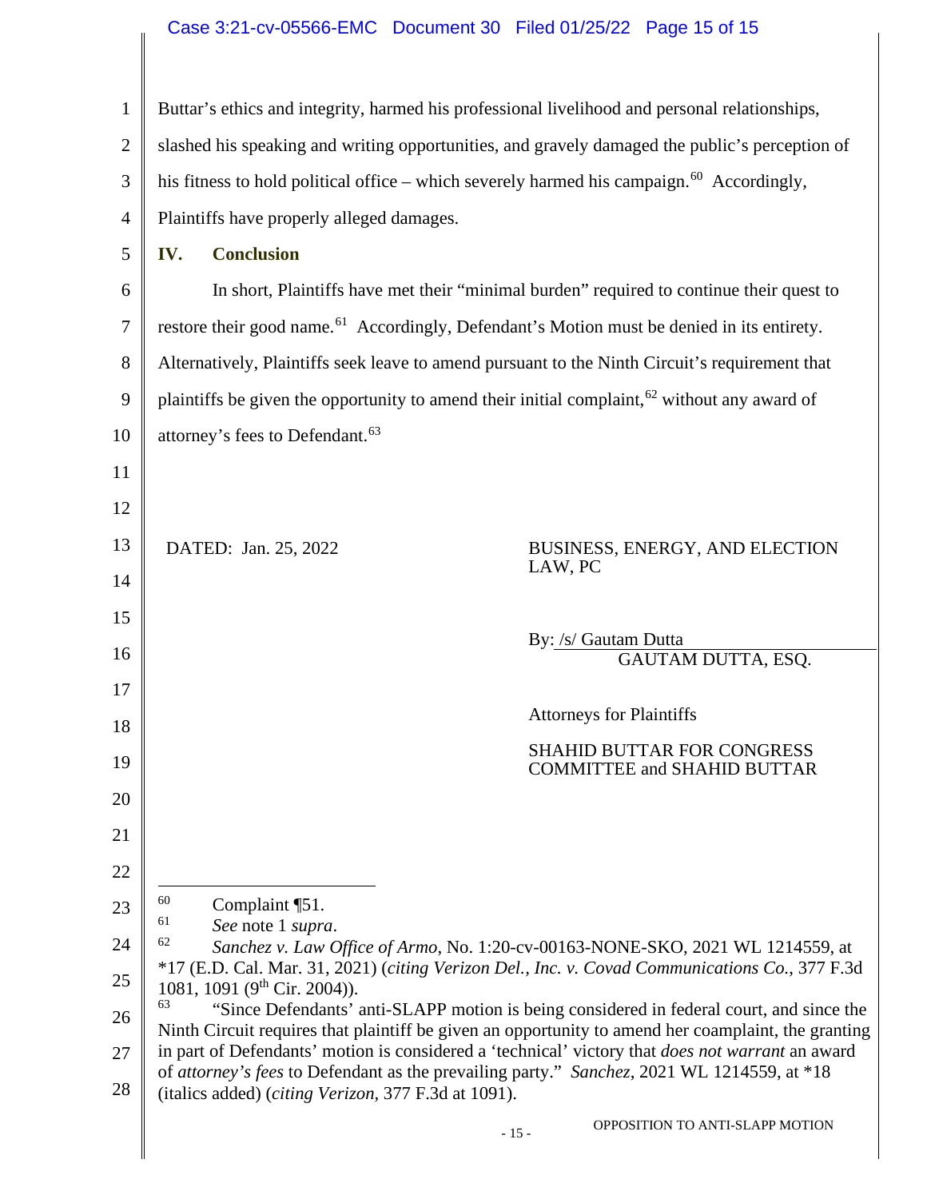Buttar's ethics and integrity, harmed his professional livelihood and personal relationships, slashed his speaking and writing opportunities, and gravely damaged the public's perception of his fitness to hold political office – which severely harmed his campaign.[60] Accordingly, Plaintiffs have properly alleged damages.

## IV. Conclusion

In short, Plaintiffs have met their "minimal burden" required to continue their quest to restore their good name.[61] Accordingly, Defendant's Motion must be denied in its entirety. Alternatively, Plaintiffs seek leave to amend pursuant to the Ninth Circuit's requirement that plaintiffs be given the opportunity to amend their initial complaint,[62] without any award of attorney's fees to Defendant.[63]

DATED: Jan. 25, 2022

BUSINESS, ENERGY, AND ELECTION LAW, PC

By: /s/ Gautam Dutta
GAUTAM DUTTA, ESQ.

Attorneys for Plaintiffs

SHAHID BUTTAR FOR CONGRESS COMMITTEE and SHAHID BUTTAR

---

[60] Complaint ¶51.

[61] *See* note 1 *supra*.

[62] *Sanchez v. Law Office of Armo*, No. 1:20-cv-00163-NONE-SKO, 2021 WL 1214559, at *17 (E.D. Cal. Mar. 31, 2021) (*citing Verizon Del., Inc. v. Covad Communications Co.*, 377 F.3d 1081, 1091 (9th Cir. 2004)).

[63] "Since Defendants' anti-SLAPP motion is being considered in federal court, and since the Ninth Circuit requires that plaintiff be given an opportunity to amend her coamplaint, the granting in part of Defendants' motion is considered a 'technical' victory that *does not warrant* an award of *attorney's fees* to Defendant as the prevailing party." *Sanchez*, 2021 WL 1214559, at *18 (italics added) (*citing Verizon*, 377 F.3d at 1091).